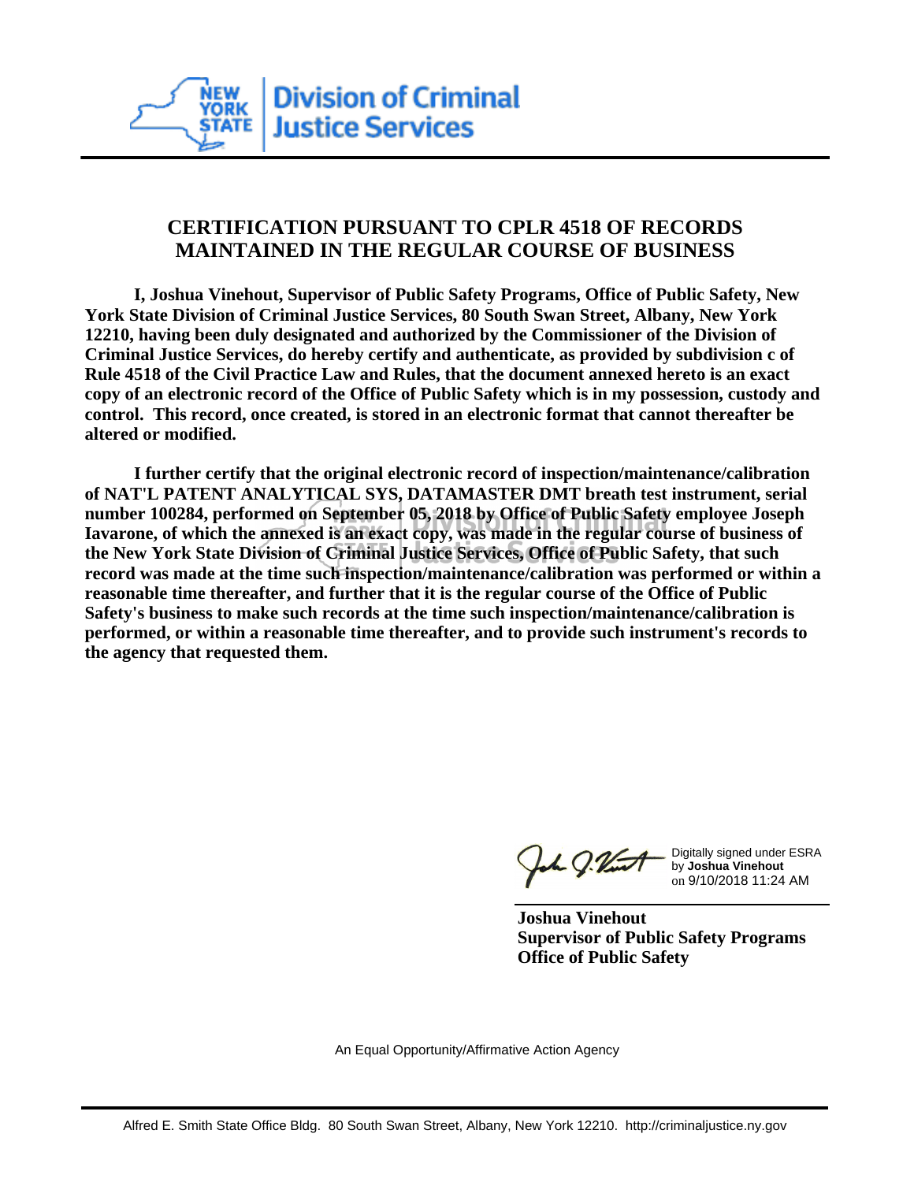Division of Criminal Justice Services

## CERTIFICATION PURSUANT TO CPLR 4518 OF RECORDS MAINTAINED IN THE REGULAR COURSE OF BUSINESS

**I, Joshua Vinehout, Supervisor of Public Safety Programs, Office of Public Safety, New York State Division of Criminal Justice Services, 80 South Swan Street, Albany, New York 12210, having been duly designated and authorized by the Commissioner of the Division of Criminal Justice Services, do hereby certify and authenticate, as provided by subdivision c of Rule 4518 of the Civil Practice Law and Rules, that the document annexed hereto is an exact copy of an electronic record of the Office of Public Safety which is in my possession, custody and control. This record, once created, is stored in an electronic format that cannot thereafter be altered or modified.**

**I further certify that the original electronic record of inspection/maintenance/calibration of NAT'L PATENT ANALYTICAL SYS, DATAMASTER DMT breath test instrument, serial number 100284, performed on September 05, 2018 by Office of Public Safety employee Joseph Iavarone, of which the annexed is an exact copy, was made in the regular course of business of the New York State Division of Criminal Justice Services, Office of Public Safety, that such record was made at the time such inspection/maintenance/calibration was performed or within a reasonable time thereafter, and further that it is the regular course of the Office of Public Safety's business to make such records at the time such inspection/maintenance/calibration is performed, or within a reasonable time thereafter, and to provide such instrument's records to the agency that requested them.**

Digitally signed under ESRA by **Joshua Vinehout** on 9/10/2018 11:24 AM

**Joshua Vinehout**
**Supervisor of Public Safety Programs**
**Office of Public Safety**

An Equal Opportunity/Affirmative Action Agency

Alfred E. Smith State Office Bldg. 80 South Swan Street, Albany, New York 12210. http://criminaljustice.ny.gov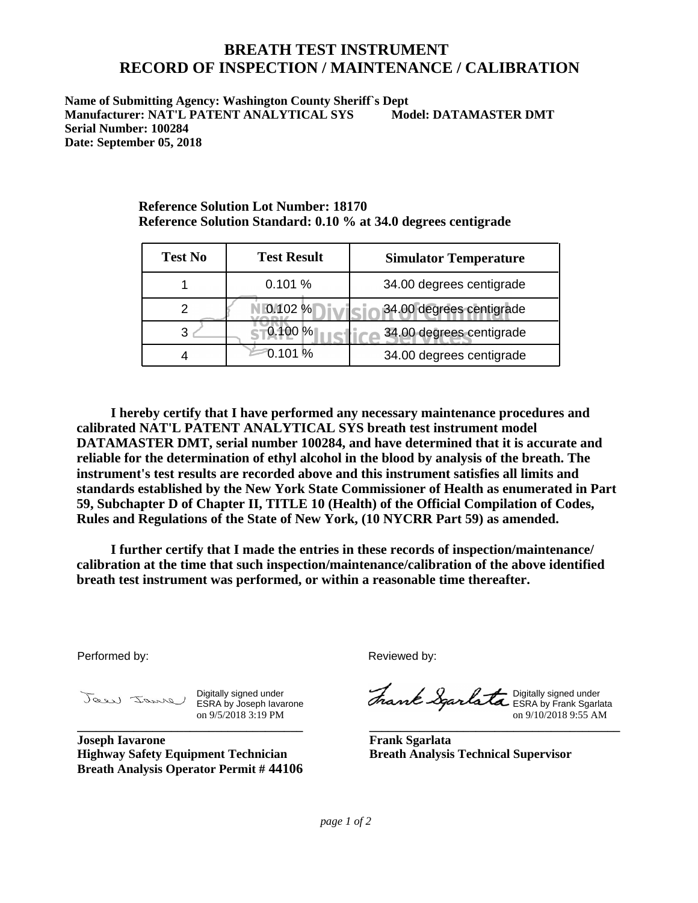# BREATH TEST INSTRUMENT
# RECORD OF INSPECTION / MAINTENANCE / CALIBRATION

**Name of Submitting Agency: Washington County Sheriff`s Dept**
**Manufacturer: NAT'L PATENT ANALYTICAL SYS Model: DATAMASTER DMT**
**Serial Number: 100284**
**Date: September 05, 2018**

**Reference Solution Lot Number: 18170**
**Reference Solution Standard: 0.10 % at 34.0 degrees centigrade**

| Test No | Test Result | Simulator Temperature |
|---|---|---|
| 1 | 0.101 % | 34.00 degrees centigrade |
| 2 | 0.102 % | 34.00 degrees centigrade |
| 3 | 0.100 % | 34.00 degrees centigrade |
| 4 | 0.101 % | 34.00 degrees centigrade |

**I hereby certify that I have performed any necessary maintenance procedures and calibrated NAT'L PATENT ANALYTICAL SYS breath test instrument model DATAMASTER DMT, serial number 100284, and have determined that it is accurate and reliable for the determination of ethyl alcohol in the blood by analysis of the breath. The instrument's test results are recorded above and this instrument satisfies all limits and standards established by the New York State Commissioner of Health as enumerated in Part 59, Subchapter D of Chapter II, TITLE 10 (Health) of the Official Compilation of Codes, Rules and Regulations of the State of New York, (10 NYCRR Part 59) as amended.**

**I further certify that I made the entries in these records of inspection/maintenance/ calibration at the time that such inspection/maintenance/calibration of the above identified breath test instrument was performed, or within a reasonable time thereafter.**

Performed by:

Digitally signed under ESRA by Joseph Iavarone on 9/5/2018 3:19 PM

**Joseph Iavarone**
**Highway Safety Equipment Technician**
**Breath Analysis Operator Permit # 44106**

Reviewed by:

Digitally signed under ESRA by Frank Sgarlata on 9/10/2018 9:55 AM

**Frank Sgarlata**
**Breath Analysis Technical Supervisor**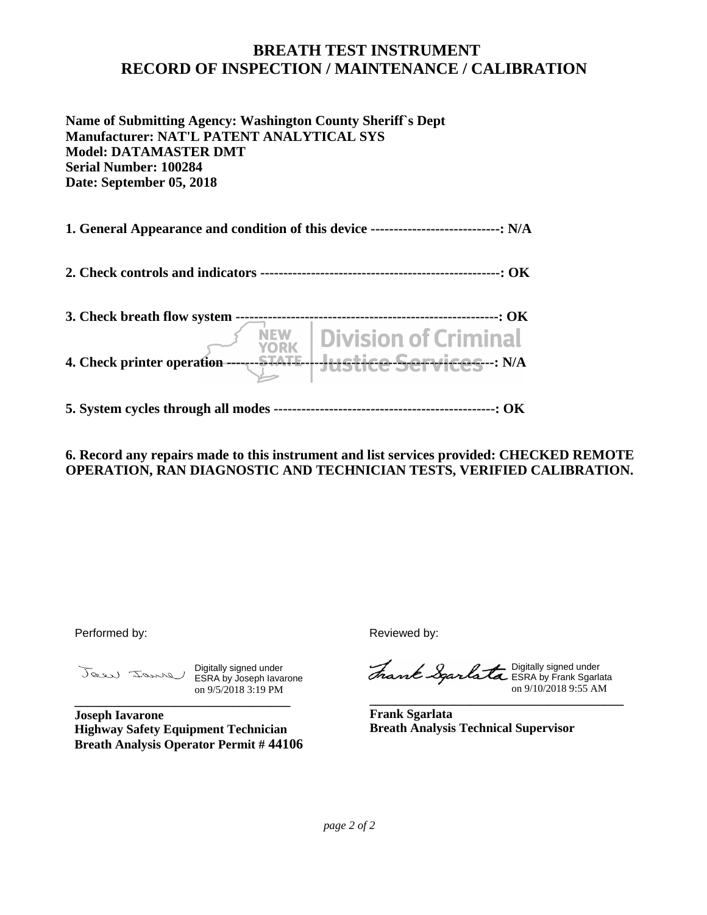# BREATH TEST INSTRUMENT
# RECORD OF INSPECTION / MAINTENANCE / CALIBRATION

**Name of Submitting Agency: Washington County Sheriff`s Dept**
**Manufacturer: NAT'L PATENT ANALYTICAL SYS**
**Model: DATAMASTER DMT**
**Serial Number: 100284**
**Date: September 05, 2018**

**1. General Appearance and condition of this device ----------------------------: N/A**

**2. Check controls and indicators ---------------------------------------------------: OK**

**3. Check breath flow system --------------------------------------------------------: OK**

**4. Check printer operation -----------------------------------------------------------: N/A**

**5. System cycles through all modes ------------------------------------------------: OK**

**6. Record any repairs made to this instrument and list services provided: CHECKED REMOTE OPERATION, RAN DIAGNOSTIC AND TECHNICIAN TESTS, VERIFIED CALIBRATION.**

Performed by:

Digitally signed under ESRA by Joseph Iavarone on 9/5/2018 3:19 PM

**Joseph Iavarone**
**Highway Safety Equipment Technician**
**Breath Analysis Operator Permit # 44106**

Reviewed by:

Digitally signed under ESRA by Frank Sgarlata on 9/10/2018 9:55 AM

**Frank Sgarlata**
**Breath Analysis Technical Supervisor**